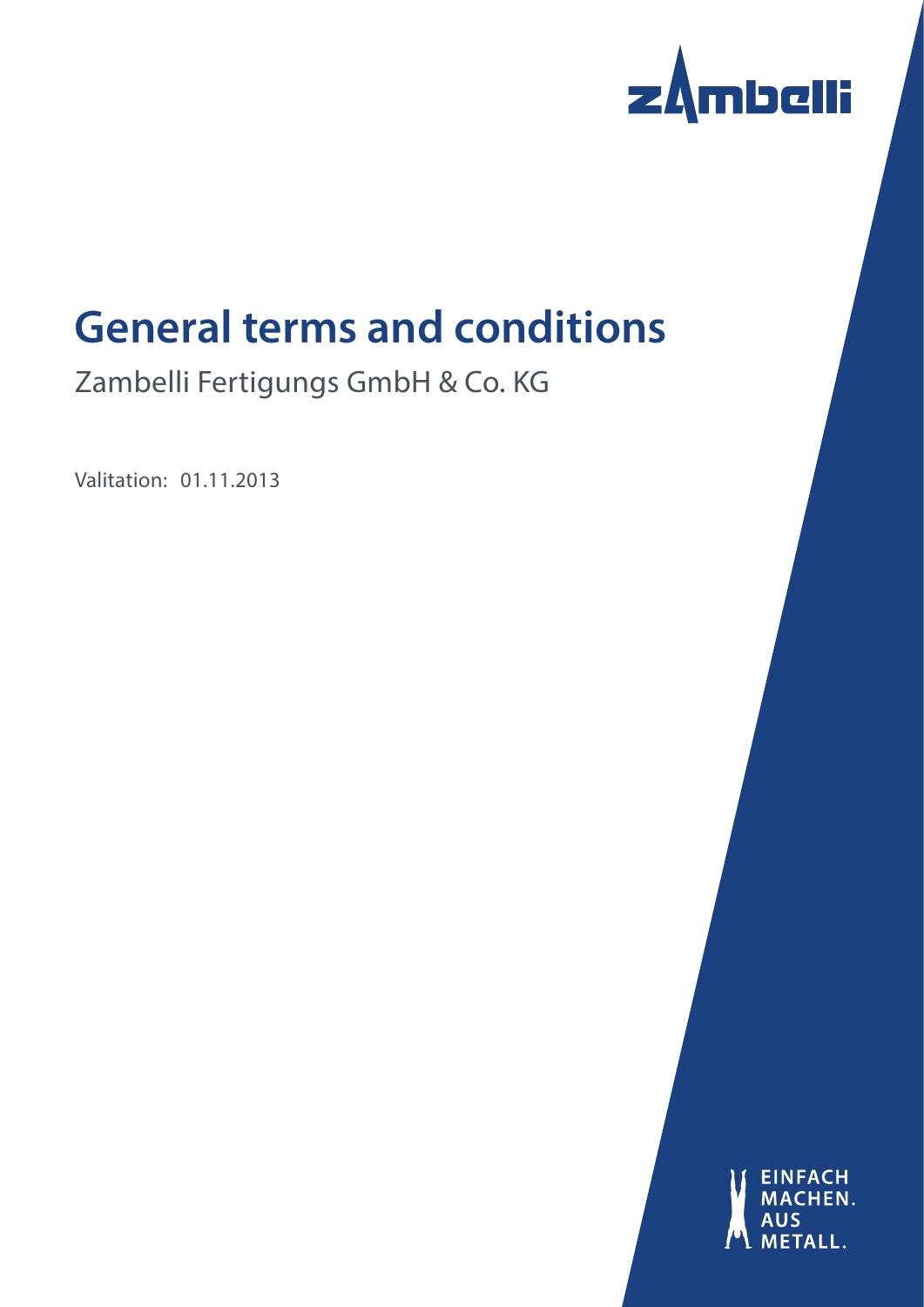zambelli

# General terms and conditions

Zambelli Fertigungs GmbH & Co. KG

Valitation: 01.11.2013

EINFACH
MACHEN.
AUS
METALL.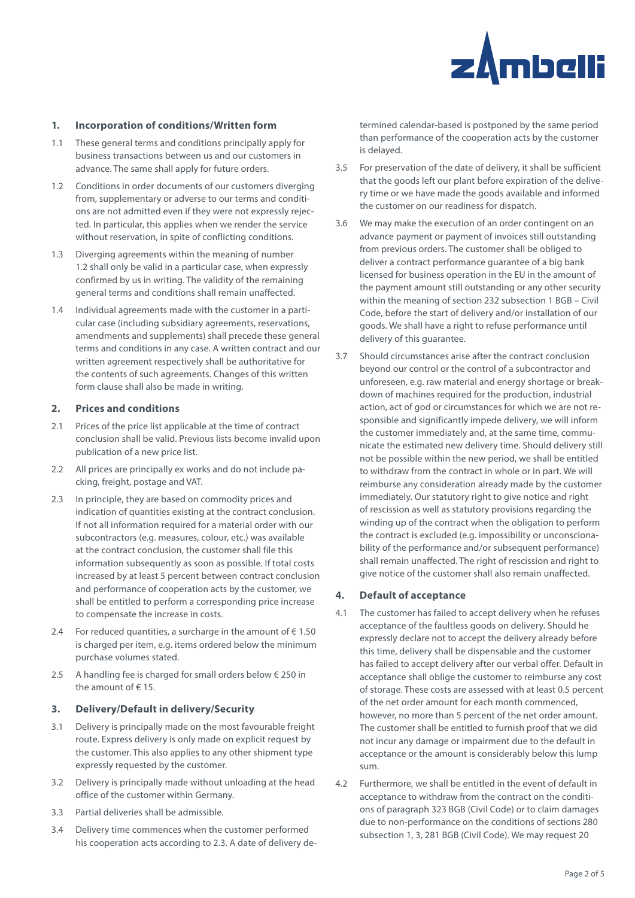## 1. Incorporation of conditions/Written form

1.1 These general terms and conditions principally apply for business transactions between us and our customers in advance. The same shall apply for future orders.

1.2 Conditions in order documents of our customers diverging from, supplementary or adverse to our terms and conditions are not admitted even if they were not expressly rejected. In particular, this applies when we render the service without reservation, in spite of conflicting conditions.

1.3 Diverging agreements within the meaning of number 1.2 shall only be valid in a particular case, when expressly confirmed by us in writing. The validity of the remaining general terms and conditions shall remain unaffected.

1.4 Individual agreements made with the customer in a particular case (including subsidiary agreements, reservations, amendments and supplements) shall precede these general terms and conditions in any case. A written contract and our written agreement respectively shall be authoritative for the contents of such agreements. Changes of this written form clause shall also be made in writing.

## 2. Prices and conditions

2.1 Prices of the price list applicable at the time of contract conclusion shall be valid. Previous lists become invalid upon publication of a new price list.

2.2 All prices are principally ex works and do not include packing, freight, postage and VAT.

2.3 In principle, they are based on commodity prices and indication of quantities existing at the contract conclusion. If not all information required for a material order with our subcontractors (e.g. measures, colour, etc.) was available at the contract conclusion, the customer shall file this information subsequently as soon as possible. If total costs increased by at least 5 percent between contract conclusion and performance of cooperation acts by the customer, we shall be entitled to perform a corresponding price increase to compensate the increase in costs.

2.4 For reduced quantities, a surcharge in the amount of € 1.50 is charged per item, e.g. items ordered below the minimum purchase volumes stated.

2.5 A handling fee is charged for small orders below € 250 in the amount of € 15.

## 3. Delivery/Default in delivery/Security

3.1 Delivery is principally made on the most favourable freight route. Express delivery is only made on explicit request by the customer. This also applies to any other shipment type expressly requested by the customer.

3.2 Delivery is principally made without unloading at the head office of the customer within Germany.

3.3 Partial deliveries shall be admissible.

3.4 Delivery time commences when the customer performed his cooperation acts according to 2.3. A date of delivery determined calendar-based is postponed by the same period than performance of the cooperation acts by the customer is delayed.

3.5 For preservation of the date of delivery, it shall be sufficient that the goods left our plant before expiration of the delivery time or we have made the goods available and informed the customer on our readiness for dispatch.

3.6 We may make the execution of an order contingent on an advance payment or payment of invoices still outstanding from previous orders. The customer shall be obliged to deliver a contract performance guarantee of a big bank licensed for business operation in the EU in the amount of the payment amount still outstanding or any other security within the meaning of section 232 subsection 1 BGB – Civil Code, before the start of delivery and/or installation of our goods. We shall have a right to refuse performance until delivery of this guarantee.

3.7 Should circumstances arise after the contract conclusion beyond our control or the control of a subcontractor and unforeseen, e.g. raw material and energy shortage or breakdown of machines required for the production, industrial action, act of god or circumstances for which we are not responsible and significantly impede delivery, we will inform the customer immediately and, at the same time, communicate the estimated new delivery time. Should delivery still not be possible within the new period, we shall be entitled to withdraw from the contract in whole or in part. We will reimburse any consideration already made by the customer immediately. Our statutory right to give notice and right of rescission as well as statutory provisions regarding the winding up of the contract when the obligation to perform the contract is excluded (e.g. impossibility or unconscionability of the performance and/or subsequent performance) shall remain unaffected. The right of rescission and right to give notice of the customer shall also remain unaffected.

## 4. Default of acceptance

4.1 The customer has failed to accept delivery when he refuses acceptance of the faultless goods on delivery. Should he expressly declare not to accept the delivery already before this time, delivery shall be dispensable and the customer has failed to accept delivery after our verbal offer. Default in acceptance shall oblige the customer to reimburse any cost of storage. These costs are assessed with at least 0.5 percent of the net order amount for each month commenced, however, no more than 5 percent of the net order amount. The customer shall be entitled to furnish proof that we did not incur any damage or impairment due to the default in acceptance or the amount is considerably below this lump sum.

4.2 Furthermore, we shall be entitled in the event of default in acceptance to withdraw from the contract on the conditions of paragraph 323 BGB (Civil Code) or to claim damages due to non-performance on the conditions of sections 280 subsection 1, 3, 281 BGB (Civil Code). We may request 20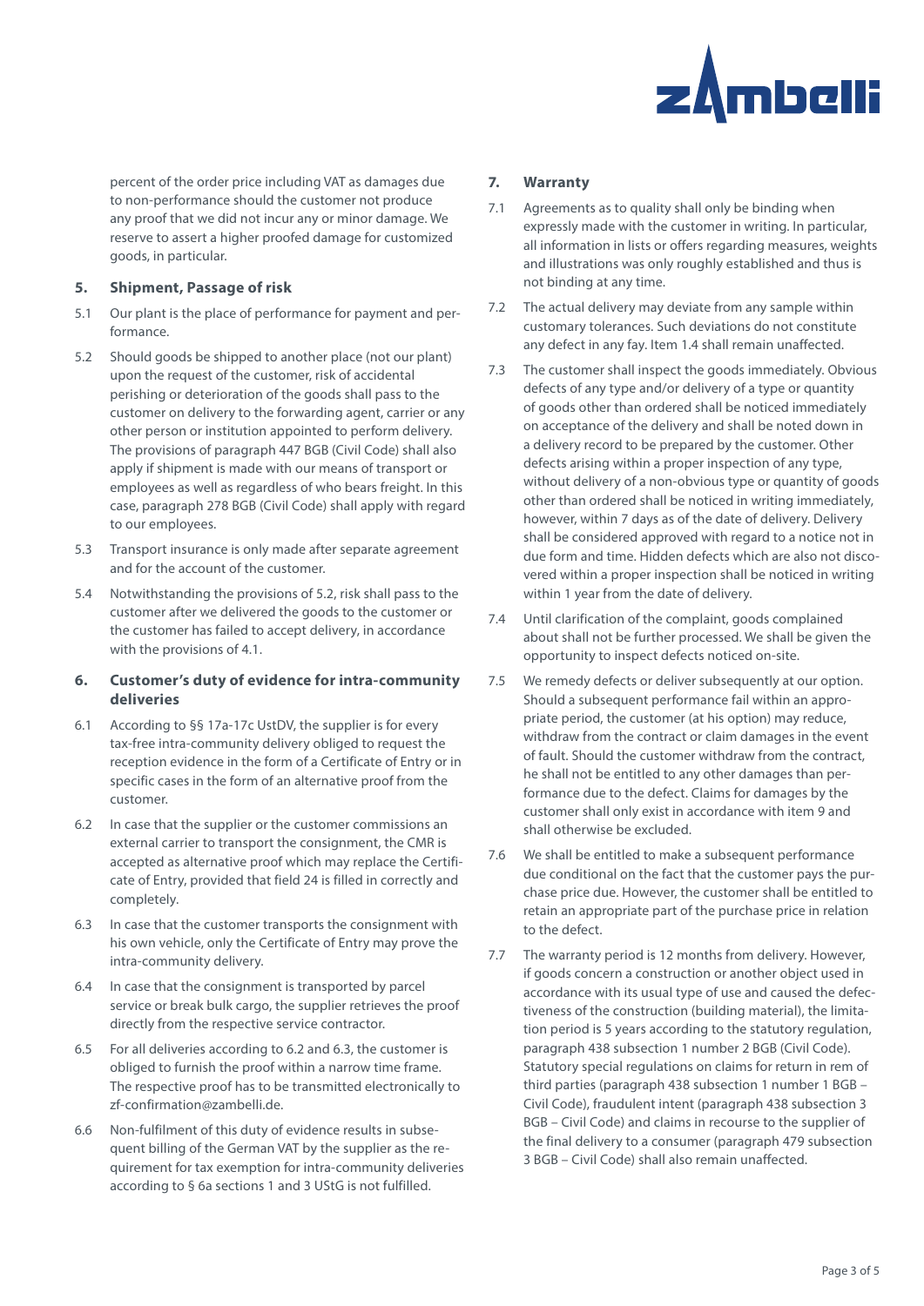percent of the order price including VAT as damages due to non-performance should the customer not produce any proof that we did not incur any or minor damage. We reserve to assert a higher proofed damage for customized goods, in particular.

## 5. Shipment, Passage of risk

5.1 Our plant is the place of performance for payment and performance.

5.2 Should goods be shipped to another place (not our plant) upon the request of the customer, risk of accidental perishing or deterioration of the goods shall pass to the customer on delivery to the forwarding agent, carrier or any other person or institution appointed to perform delivery. The provisions of paragraph 447 BGB (Civil Code) shall also apply if shipment is made with our means of transport or employees as well as regardless of who bears freight. In this case, paragraph 278 BGB (Civil Code) shall apply with regard to our employees.

5.3 Transport insurance is only made after separate agreement and for the account of the customer.

5.4 Notwithstanding the provisions of 5.2, risk shall pass to the customer after we delivered the goods to the customer or the customer has failed to accept delivery, in accordance with the provisions of 4.1.

## 6. Customer's duty of evidence for intra-community deliveries

6.1 According to §§ 17a-17c UstDV, the supplier is for every tax-free intra-community delivery obliged to request the reception evidence in the form of a Certificate of Entry or in specific cases in the form of an alternative proof from the customer.

6.2 In case that the supplier or the customer commissions an external carrier to transport the consignment, the CMR is accepted as alternative proof which may replace the Certificate of Entry, provided that field 24 is filled in correctly and completely.

6.3 In case that the customer transports the consignment with his own vehicle, only the Certificate of Entry may prove the intra-community delivery.

6.4 In case that the consignment is transported by parcel service or break bulk cargo, the supplier retrieves the proof directly from the respective service contractor.

6.5 For all deliveries according to 6.2 and 6.3, the customer is obliged to furnish the proof within a narrow time frame. The respective proof has to be transmitted electronically to zf-confirmation@zambelli.de.

6.6 Non-fulfilment of this duty of evidence results in subsequent billing of the German VAT by the supplier as the requirement for tax exemption for intra-community deliveries according to § 6a sections 1 and 3 UStG is not fulfilled.

## 7. Warranty

7.1 Agreements as to quality shall only be binding when expressly made with the customer in writing. In particular, all information in lists or offers regarding measures, weights and illustrations was only roughly established and thus is not binding at any time.

7.2 The actual delivery may deviate from any sample within customary tolerances. Such deviations do not constitute any defect in any fay. Item 1.4 shall remain unaffected.

7.3 The customer shall inspect the goods immediately. Obvious defects of any type and/or delivery of a type or quantity of goods other than ordered shall be noticed immediately on acceptance of the delivery and shall be noted down in a delivery record to be prepared by the customer. Other defects arising within a proper inspection of any type, without delivery of a non-obvious type or quantity of goods other than ordered shall be noticed in writing immediately, however, within 7 days as of the date of delivery. Delivery shall be considered approved with regard to a notice not in due form and time. Hidden defects which are also not discovered within a proper inspection shall be noticed in writing within 1 year from the date of delivery.

7.4 Until clarification of the complaint, goods complained about shall not be further processed. We shall be given the opportunity to inspect defects noticed on-site.

7.5 We remedy defects or deliver subsequently at our option. Should a subsequent performance fail within an appropriate period, the customer (at his option) may reduce, withdraw from the contract or claim damages in the event of fault. Should the customer withdraw from the contract, he shall not be entitled to any other damages than performance due to the defect. Claims for damages by the customer shall only exist in accordance with item 9 and shall otherwise be excluded.

7.6 We shall be entitled to make a subsequent performance due conditional on the fact that the customer pays the purchase price due. However, the customer shall be entitled to retain an appropriate part of the purchase price in relation to the defect.

7.7 The warranty period is 12 months from delivery. However, if goods concern a construction or another object used in accordance with its usual type of use and caused the defectiveness of the construction (building material), the limitation period is 5 years according to the statutory regulation, paragraph 438 subsection 1 number 2 BGB (Civil Code). Statutory special regulations on claims for return in rem of third parties (paragraph 438 subsection 1 number 1 BGB – Civil Code), fraudulent intent (paragraph 438 subsection 3 BGB – Civil Code) and claims in recourse to the supplier of the final delivery to a consumer (paragraph 479 subsection 3 BGB – Civil Code) shall also remain unaffected.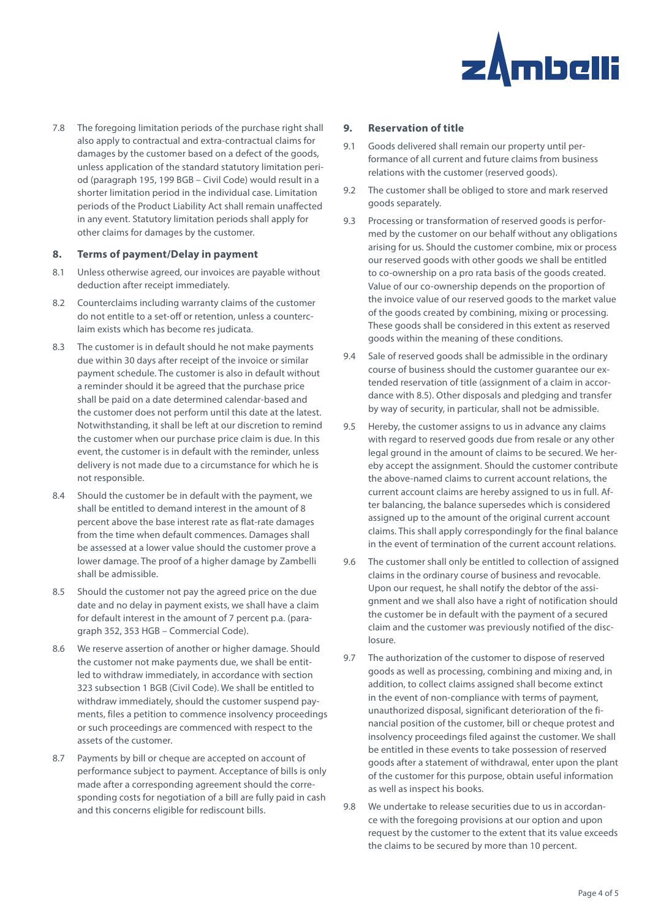7.8 The foregoing limitation periods of the purchase right shall also apply to contractual and extra-contractual claims for damages by the customer based on a defect of the goods, unless application of the standard statutory limitation period (paragraph 195, 199 BGB – Civil Code) would result in a shorter limitation period in the individual case. Limitation periods of the Product Liability Act shall remain unaffected in any event. Statutory limitation periods shall apply for other claims for damages by the customer.

## 8. Terms of payment/Delay in payment

8.1 Unless otherwise agreed, our invoices are payable without deduction after receipt immediately.

8.2 Counterclaims including warranty claims of the customer do not entitle to a set-off or retention, unless a counterclaim exists which has become res judicata.

8.3 The customer is in default should he not make payments due within 30 days after receipt of the invoice or similar payment schedule. The customer is also in default without a reminder should it be agreed that the purchase price shall be paid on a date determined calendar-based and the customer does not perform until this date at the latest. Notwithstanding, it shall be left at our discretion to remind the customer when our purchase price claim is due. In this event, the customer is in default with the reminder, unless delivery is not made due to a circumstance for which he is not responsible.

8.4 Should the customer be in default with the payment, we shall be entitled to demand interest in the amount of 8 percent above the base interest rate as flat-rate damages from the time when default commences. Damages shall be assessed at a lower value should the customer prove a lower damage. The proof of a higher damage by Zambelli shall be admissible.

8.5 Should the customer not pay the agreed price on the due date and no delay in payment exists, we shall have a claim for default interest in the amount of 7 percent p.a. (paragraph 352, 353 HGB – Commercial Code).

8.6 We reserve assertion of another or higher damage. Should the customer not make payments due, we shall be entitled to withdraw immediately, in accordance with section 323 subsection 1 BGB (Civil Code). We shall be entitled to withdraw immediately, should the customer suspend payments, files a petition to commence insolvency proceedings or such proceedings are commenced with respect to the assets of the customer.

8.7 Payments by bill or cheque are accepted on account of performance subject to payment. Acceptance of bills is only made after a corresponding agreement should the corresponding costs for negotiation of a bill are fully paid in cash and this concerns eligible for rediscount bills.

## 9. Reservation of title

9.1 Goods delivered shall remain our property until performance of all current and future claims from business relations with the customer (reserved goods).

9.2 The customer shall be obliged to store and mark reserved goods separately.

9.3 Processing or transformation of reserved goods is performed by the customer on our behalf without any obligations arising for us. Should the customer combine, mix or process our reserved goods with other goods we shall be entitled to co-ownership on a pro rata basis of the goods created. Value of our co-ownership depends on the proportion of the invoice value of our reserved goods to the market value of the goods created by combining, mixing or processing. These goods shall be considered in this extent as reserved goods within the meaning of these conditions.

9.4 Sale of reserved goods shall be admissible in the ordinary course of business should the customer guarantee our extended reservation of title (assignment of a claim in accordance with 8.5). Other disposals and pledging and transfer by way of security, in particular, shall not be admissible.

9.5 Hereby, the customer assigns to us in advance any claims with regard to reserved goods due from resale or any other legal ground in the amount of claims to be secured. We hereby accept the assignment. Should the customer contribute the above-named claims to current account relations, the current account claims are hereby assigned to us in full. After balancing, the balance supersedes which is considered assigned up to the amount of the original current account claims. This shall apply correspondingly for the final balance in the event of termination of the current account relations.

9.6 The customer shall only be entitled to collection of assigned claims in the ordinary course of business and revocable. Upon our request, he shall notify the debtor of the assignment and we shall also have a right of notification should the customer be in default with the payment of a secured claim and the customer was previously notified of the disclosure.

9.7 The authorization of the customer to dispose of reserved goods as well as processing, combining and mixing and, in addition, to collect claims assigned shall become extinct in the event of non-compliance with terms of payment, unauthorized disposal, significant deterioration of the financial position of the customer, bill or cheque protest and insolvency proceedings filed against the customer. We shall be entitled in these events to take possession of reserved goods after a statement of withdrawal, enter upon the plant of the customer for this purpose, obtain useful information as well as inspect his books.

9.8 We undertake to release securities due to us in accordance with the foregoing provisions at our option and upon request by the customer to the extent that its value exceeds the claims to be secured by more than 10 percent.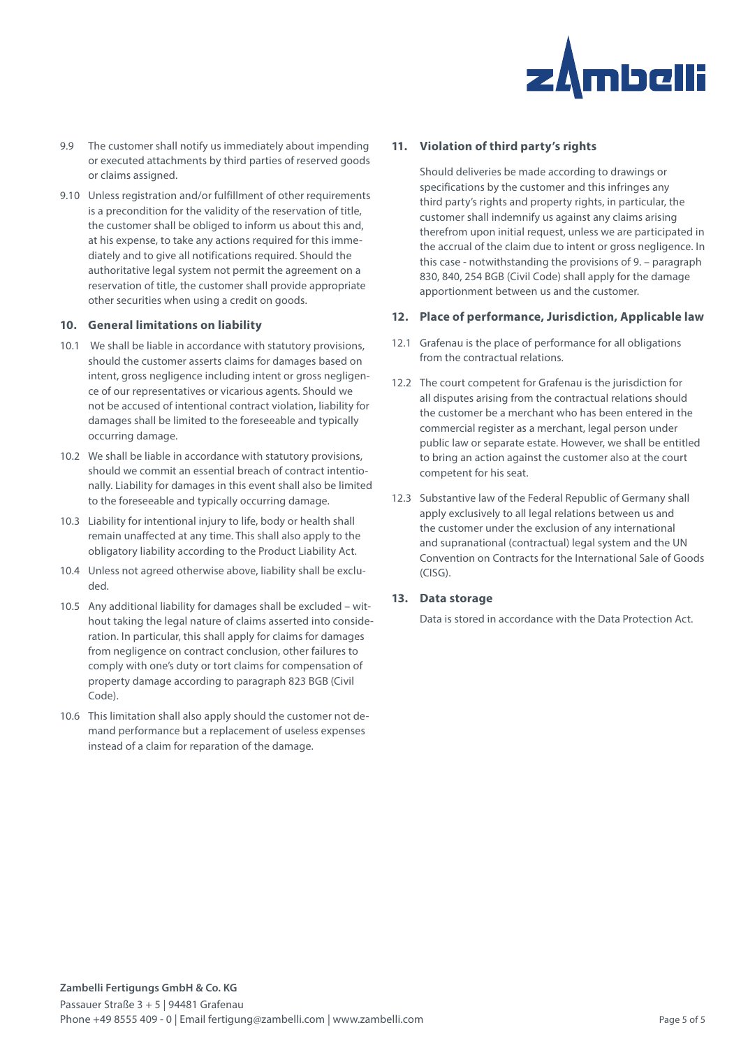9.9 The customer shall notify us immediately about impending or executed attachments by third parties of reserved goods or claims assigned.

9.10 Unless registration and/or fulfillment of other requirements is a precondition for the validity of the reservation of title, the customer shall be obliged to inform us about this and, at his expense, to take any actions required for this immediately and to give all notifications required. Should the authoritative legal system not permit the agreement on a reservation of title, the customer shall provide appropriate other securities when using a credit on goods.

## 10. General limitations on liability

10.1 We shall be liable in accordance with statutory provisions, should the customer asserts claims for damages based on intent, gross negligence including intent or gross negligence of our representatives or vicarious agents. Should we not be accused of intentional contract violation, liability for damages shall be limited to the foreseeable and typically occurring damage.

10.2 We shall be liable in accordance with statutory provisions, should we commit an essential breach of contract intentionally. Liability for damages in this event shall also be limited to the foreseeable and typically occurring damage.

10.3 Liability for intentional injury to life, body or health shall remain unaffected at any time. This shall also apply to the obligatory liability according to the Product Liability Act.

10.4 Unless not agreed otherwise above, liability shall be excluded.

10.5 Any additional liability for damages shall be excluded – without taking the legal nature of claims asserted into consideration. In particular, this shall apply for claims for damages from negligence on contract conclusion, other failures to comply with one's duty or tort claims for compensation of property damage according to paragraph 823 BGB (Civil Code).

10.6 This limitation shall also apply should the customer not demand performance but a replacement of useless expenses instead of a claim for reparation of the damage.

## 11. Violation of third party's rights

Should deliveries be made according to drawings or specifications by the customer and this infringes any third party's rights and property rights, in particular, the customer shall indemnify us against any claims arising therefrom upon initial request, unless we are participated in the accrual of the claim due to intent or gross negligence. In this case - notwithstanding the provisions of 9. – paragraph 830, 840, 254 BGB (Civil Code) shall apply for the damage apportionment between us and the customer.

## 12. Place of performance, Jurisdiction, Applicable law

12.1 Grafenau is the place of performance for all obligations from the contractual relations.

12.2 The court competent for Grafenau is the jurisdiction for all disputes arising from the contractual relations should the customer be a merchant who has been entered in the commercial register as a merchant, legal person under public law or separate estate. However, we shall be entitled to bring an action against the customer also at the court competent for his seat.

12.3 Substantive law of the Federal Republic of Germany shall apply exclusively to all legal relations between us and the customer under the exclusion of any international and supranational (contractual) legal system and the UN Convention on Contracts for the International Sale of Goods (CISG).

## 13. Data storage

Data is stored in accordance with the Data Protection Act.

**Zambelli Fertigungs GmbH & Co. KG**
Passauer Straße 3 + 5 | 94481 Grafenau
Phone +49 8555 409 - 0 | Email fertigung@zambelli.com | www.zambelli.com